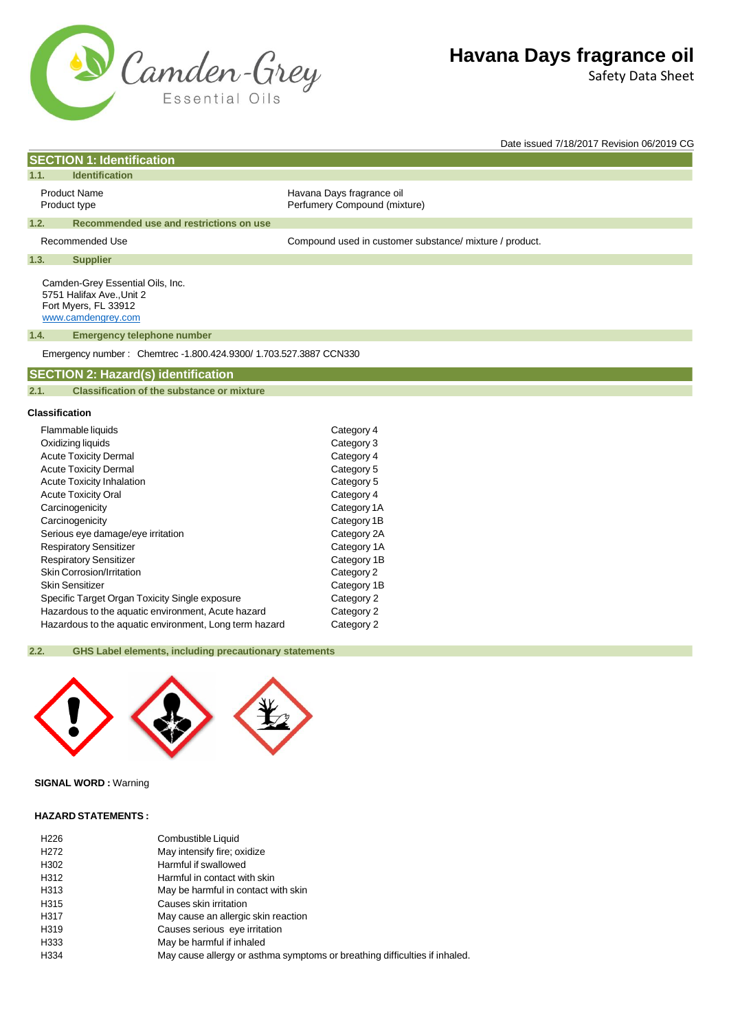# Havana Days fragrance oil

Safety Data Sheet

Date issued 7/18/2017 Revision 06/2019 CG

## SECTION 1: Identification

### 1.1. Identification

| | |
|---|---|
| Product Name | Havana Days fragrance oil |
| Product type | Perfumery Compound (mixture) |

### 1.2. Recommended use and restrictions on use

| | |
|---|---|
| Recommended Use | Compound used in customer substance/ mixture / product. |

### 1.3. Supplier

Camden-Grey Essential Oils, Inc.
5751 Halifax Ave.,Unit 2
Fort Myers, FL 33912
www.camdengrey.com

### 1.4. Emergency telephone number

Emergency number : Chemtrec -1.800.424.9300/ 1.703.527.3887 CCN330

## SECTION 2: Hazard(s) identification

### 2.1. Classification of the substance or mixture

**Classification**

| | |
|---|---|
| Flammable liquids | Category 4 |
| Oxidizing liquids | Category 3 |
| Acute Toxicity Dermal | Category 4 |
| Acute Toxicity Dermal | Category 5 |
| Acute Toxicity Inhalation | Category 5 |
| Acute Toxicity Oral | Category 4 |
| Carcinogenicity | Category 1A |
| Carcinogenicity | Category 1B |
| Serious eye damage/eye irritation | Category 2A |
| Respiratory Sensitizer | Category 1A |
| Respiratory Sensitizer | Category 1B |
| Skin Corrosion/Irritation | Category 2 |
| Skin Sensitizer | Category 1B |
| Specific Target Organ Toxicity Single exposure | Category 2 |
| Hazardous to the aquatic environment, Acute hazard | Category 2 |
| Hazardous to the aquatic environment, Long term hazard | Category 2 |

### 2.2. GHS Label elements, including precautionary statements

**SIGNAL WORD :** Warning

**HAZARD STATEMENTS :**

| | |
|---|---|
| H226 | Combustible Liquid |
| H272 | May intensify fire; oxidize |
| H302 | Harmful if swallowed |
| H312 | Harmful in contact with skin |
| H313 | May be harmful in contact with skin |
| H315 | Causes skin irritation |
| H317 | May cause an allergic skin reaction |
| H319 | Causes serious eye irritation |
| H333 | May be harmful if inhaled |
| H334 | May cause allergy or asthma symptoms or breathing difficulties if inhaled. |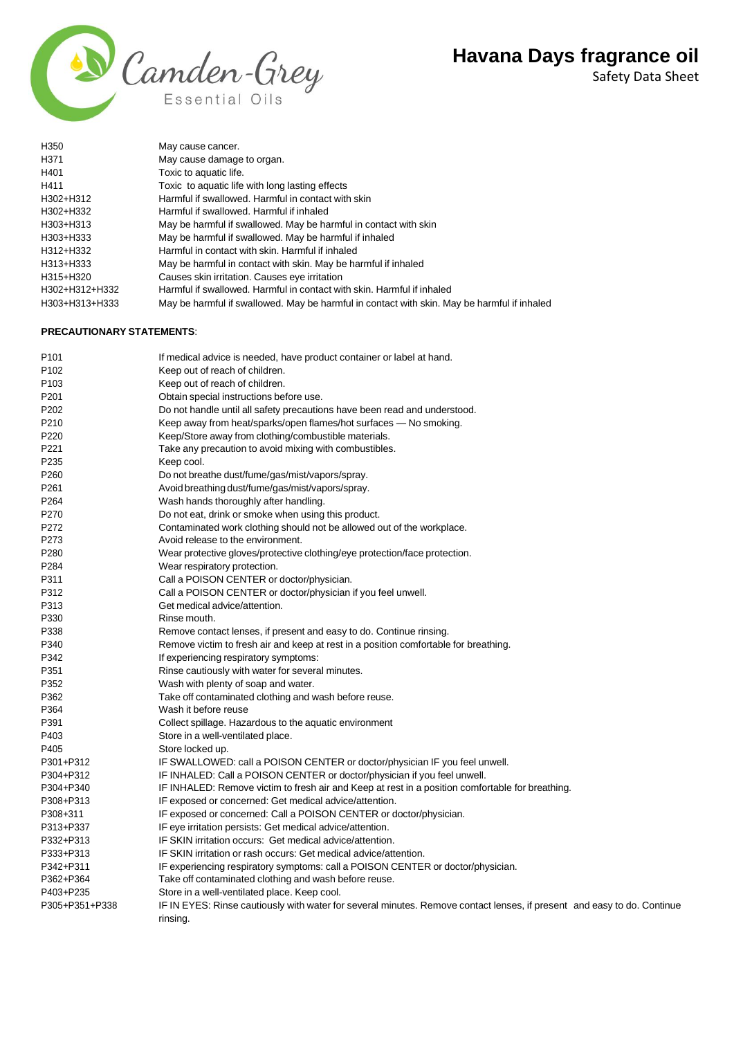| | |
|---|---|
| H350 | May cause cancer. |
| H371 | May cause damage to organ. |
| H401 | Toxic to aquatic life. |
| H411 | Toxic to aquatic life with long lasting effects |
| H302+H312 | Harmful if swallowed. Harmful in contact with skin |
| H302+H332 | Harmful if swallowed. Harmful if inhaled |
| H303+H313 | May be harmful if swallowed. May be harmful in contact with skin |
| H303+H333 | May be harmful if swallowed. May be harmful if inhaled |
| H312+H332 | Harmful in contact with skin. Harmful if inhaled |
| H313+H333 | May be harmful in contact with skin. May be harmful if inhaled |
| H315+H320 | Causes skin irritation. Causes eye irritation |
| H302+H312+H332 | Harmful if swallowed. Harmful in contact with skin. Harmful if inhaled |
| H303+H313+H333 | May be harmful if swallowed. May be harmful in contact with skin. May be harmful if inhaled |

**PRECAUTIONARY STATEMENTS**:

| | |
|---|---|
| P101 | If medical advice is needed, have product container or label at hand. |
| P102 | Keep out of reach of children. |
| P103 | Keep out of reach of children. |
| P201 | Obtain special instructions before use. |
| P202 | Do not handle until all safety precautions have been read and understood. |
| P210 | Keep away from heat/sparks/open flames/hot surfaces — No smoking. |
| P220 | Keep/Store away from clothing/combustible materials. |
| P221 | Take any precaution to avoid mixing with combustibles. |
| P235 | Keep cool. |
| P260 | Do not breathe dust/fume/gas/mist/vapors/spray. |
| P261 | Avoid breathing dust/fume/gas/mist/vapors/spray. |
| P264 | Wash hands thoroughly after handling. |
| P270 | Do not eat, drink or smoke when using this product. |
| P272 | Contaminated work clothing should not be allowed out of the workplace. |
| P273 | Avoid release to the environment. |
| P280 | Wear protective gloves/protective clothing/eye protection/face protection. |
| P284 | Wear respiratory protection. |
| P311 | Call a POISON CENTER or doctor/physician. |
| P312 | Call a POISON CENTER or doctor/physician if you feel unwell. |
| P313 | Get medical advice/attention. |
| P330 | Rinse mouth. |
| P338 | Remove contact lenses, if present and easy to do. Continue rinsing. |
| P340 | Remove victim to fresh air and keep at rest in a position comfortable for breathing. |
| P342 | If experiencing respiratory symptoms: |
| P351 | Rinse cautiously with water for several minutes. |
| P352 | Wash with plenty of soap and water. |
| P362 | Take off contaminated clothing and wash before reuse. |
| P364 | Wash it before reuse |
| P391 | Collect spillage. Hazardous to the aquatic environment |
| P403 | Store in a well-ventilated place. |
| P405 | Store locked up. |
| P301+P312 | IF SWALLOWED: call a POISON CENTER or doctor/physician IF you feel unwell. |
| P304+P312 | IF INHALED: Call a POISON CENTER or doctor/physician if you feel unwell. |
| P304+P340 | IF INHALED: Remove victim to fresh air and Keep at rest in a position comfortable for breathing. |
| P308+P313 | IF exposed or concerned: Get medical advice/attention. |
| P308+311 | IF exposed or concerned: Call a POISON CENTER or doctor/physician. |
| P313+P337 | IF eye irritation persists: Get medical advice/attention. |
| P332+P313 | IF SKIN irritation occurs: Get medical advice/attention. |
| P333+P313 | IF SKIN irritation or rash occurs: Get medical advice/attention. |
| P342+P311 | IF experiencing respiratory symptoms: call a POISON CENTER or doctor/physician. |
| P362+P364 | Take off contaminated clothing and wash before reuse. |
| P403+P235 | Store in a well-ventilated place. Keep cool. |
| P305+P351+P338 | IF IN EYES: Rinse cautiously with water for several minutes. Remove contact lenses, if present and easy to do. Continue rinsing. |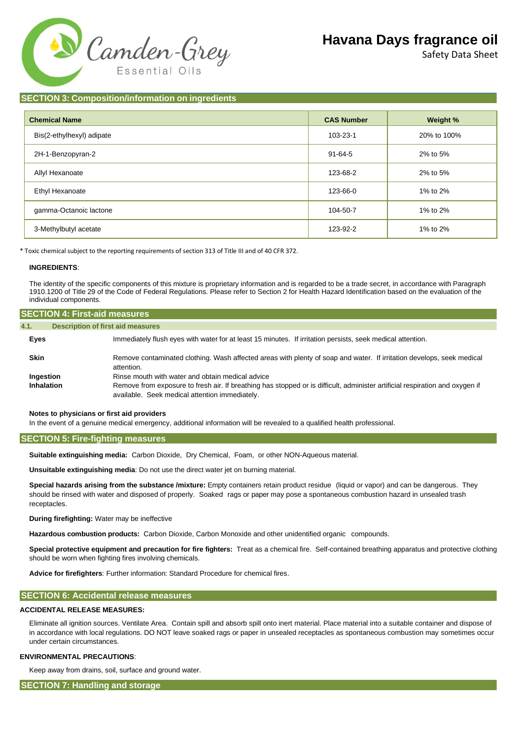## SECTION 3: Composition/information on ingredients

| Chemical Name | CAS Number | Weight % |
|---|---|---|
| Bis(2-ethylhexyl) adipate | 103-23-1 | 20% to 100% |
| 2H-1-Benzopyran-2 | 91-64-5 | 2% to 5% |
| Allyl Hexanoate | 123-68-2 | 2% to 5% |
| Ethyl Hexanoate | 123-66-0 | 1% to 2% |
| gamma-Octanoic lactone | 104-50-7 | 1% to 2% |
| 3-Methylbutyl acetate | 123-92-2 | 1% to 2% |

* Toxic chemical subject to the reporting requirements of section 313 of Title III and of 40 CFR 372.

**INGREDIENTS**:

The identity of the specific components of this mixture is proprietary information and is regarded to be a trade secret, in accordance with Paragraph 1910.1200 of Title 29 of the Code of Federal Regulations. Please refer to Section 2 for Health Hazard Identification based on the evaluation of the individual components.

## SECTION 4: First-aid measures

### 4.1. Description of first aid measures

**Eyes** Immediately flush eyes with water for at least 15 minutes. If irritation persists, seek medical attention.

**Skin** Remove contaminated clothing. Wash affected areas with plenty of soap and water. If irritation develops, seek medical attention.

**Ingestion** Rinse mouth with water and obtain medical advice

**Inhalation** Remove from exposure to fresh air. If breathing has stopped or is difficult, administer artificial respiration and oxygen if available. Seek medical attention immediately.

**Notes to physicians or first aid providers**

In the event of a genuine medical emergency, additional information will be revealed to a qualified health professional.

## SECTION 5: Fire-fighting measures

**Suitable extinguishing media:** Carbon Dioxide, Dry Chemical, Foam, or other NON-Aqueous material.

**Unsuitable extinguishing media**: Do not use the direct water jet on burning material.

**Special hazards arising from the substance /mixture:** Empty containers retain product residue (liquid or vapor) and can be dangerous. They should be rinsed with water and disposed of properly. Soaked rags or paper may pose a spontaneous combustion hazard in unsealed trash receptacles.

**During firefighting:** Water may be ineffective

**Hazardous combustion products:** Carbon Dioxide, Carbon Monoxide and other unidentified organic compounds.

**Special protective equipment and precaution for fire fighters:** Treat as a chemical fire. Self-contained breathing apparatus and protective clothing should be worn when fighting fires involving chemicals.

**Advice for firefighters**: Further information: Standard Procedure for chemical fires.

## SECTION 6: Accidental release measures

**ACCIDENTAL RELEASE MEASURES:**

Eliminate all ignition sources. Ventilate Area. Contain spill and absorb spill onto inert material. Place material into a suitable container and dispose of in accordance with local regulations. DO NOT leave soaked rags or paper in unsealed receptacles as spontaneous combustion may sometimes occur under certain circumstances.

**ENVIRONMENTAL PRECAUTIONS**:

Keep away from drains, soil, surface and ground water.

## SECTION 7: Handling and storage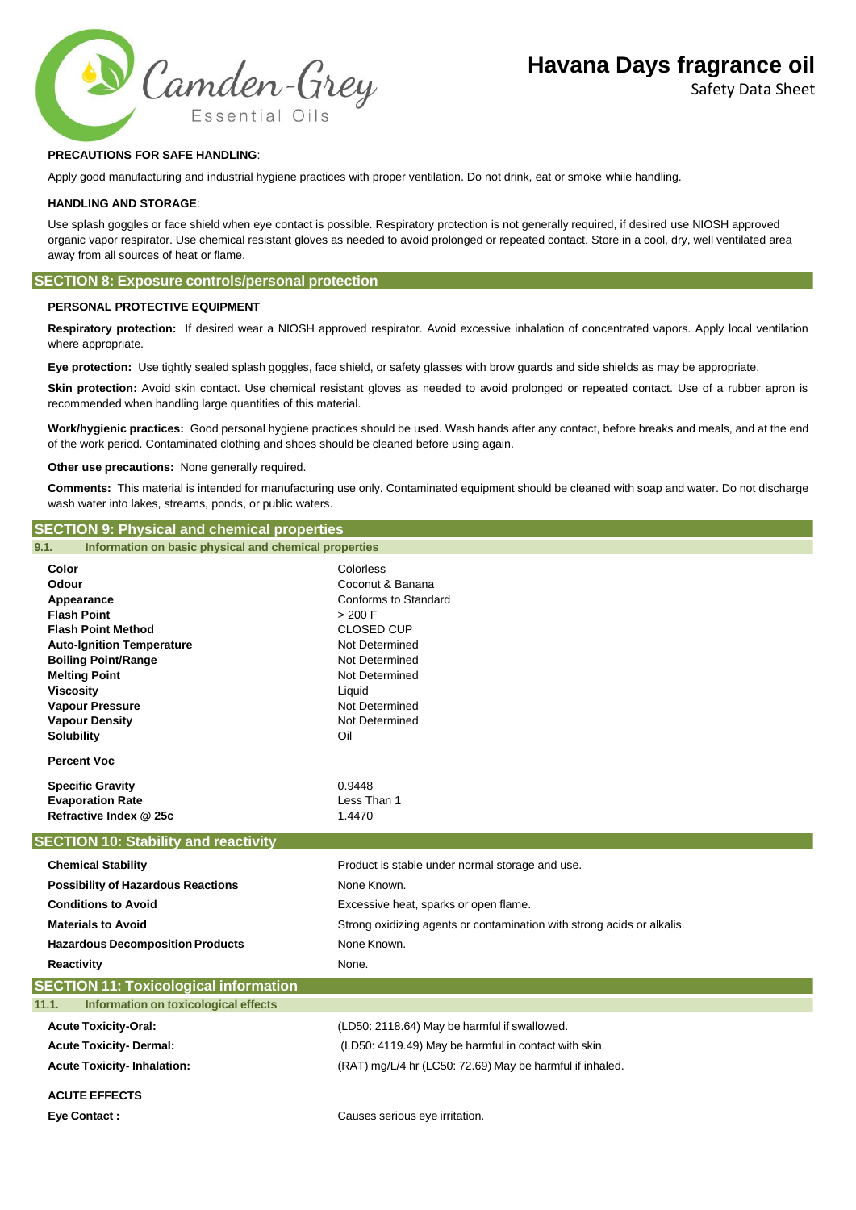**PRECAUTIONS FOR SAFE HANDLING**:

Apply good manufacturing and industrial hygiene practices with proper ventilation. Do not drink, eat or smoke while handling.

**HANDLING AND STORAGE**:

Use splash goggles or face shield when eye contact is possible. Respiratory protection is not generally required, if desired use NIOSH approved organic vapor respirator. Use chemical resistant gloves as needed to avoid prolonged or repeated contact. Store in a cool, dry, well ventilated area away from all sources of heat or flame.

## SECTION 8: Exposure controls/personal protection

**PERSONAL PROTECTIVE EQUIPMENT**

**Respiratory protection:** If desired wear a NIOSH approved respirator. Avoid excessive inhalation of concentrated vapors. Apply local ventilation where appropriate.

**Eye protection:** Use tightly sealed splash goggles, face shield, or safety glasses with brow guards and side shields as may be appropriate.

**Skin protection:** Avoid skin contact. Use chemical resistant gloves as needed to avoid prolonged or repeated contact. Use of a rubber apron is recommended when handling large quantities of this material.

**Work/hygienic practices:** Good personal hygiene practices should be used. Wash hands after any contact, before breaks and meals, and at the end of the work period. Contaminated clothing and shoes should be cleaned before using again.

**Other use precautions:** None generally required.

**Comments:** This material is intended for manufacturing use only. Contaminated equipment should be cleaned with soap and water. Do not discharge wash water into lakes, streams, ponds, or public waters.

## SECTION 9: Physical and chemical properties

### 9.1. Information on basic physical and chemical properties

| | |
|---|---|
| **Color** | Colorless |
| **Odour** | Coconut & Banana |
| **Appearance** | Conforms to Standard |
| **Flash Point** | > 200 F |
| **Flash Point Method** | CLOSED CUP |
| **Auto-Ignition Temperature** | Not Determined |
| **Boiling Point/Range** | Not Determined |
| **Melting Point** | Not Determined |
| **Viscosity** | Liquid |
| **Vapour Pressure** | Not Determined |
| **Vapour Density** | Not Determined |
| **Solubility** | Oil |
| **Percent Voc** | |
| **Specific Gravity** | 0.9448 |
| **Evaporation Rate** | Less Than 1 |
| **Refractive Index @ 25c** | 1.4470 |

## SECTION 10: Stability and reactivity

| | |
|---|---|
| **Chemical Stability** | Product is stable under normal storage and use. |
| **Possibility of Hazardous Reactions** | None Known. |
| **Conditions to Avoid** | Excessive heat, sparks or open flame. |
| **Materials to Avoid** | Strong oxidizing agents or contamination with strong acids or alkalis. |
| **Hazardous Decomposition Products** | None Known. |
| **Reactivity** | None. |

## SECTION 11: Toxicological information

### 11.1. Information on toxicological effects

| | |
|---|---|
| **Acute Toxicity-Oral:** | (LD50: 2118.64) May be harmful if swallowed. |
| **Acute Toxicity- Dermal:** | (LD50: 4119.49) May be harmful in contact with skin. |
| **Acute Toxicity- Inhalation:** | (RAT) mg/L/4 hr (LC50: 72.69) May be harmful if inhaled. |

**ACUTE EFFECTS**

| | |
|---|---|
| **Eye Contact :** | Causes serious eye irritation. |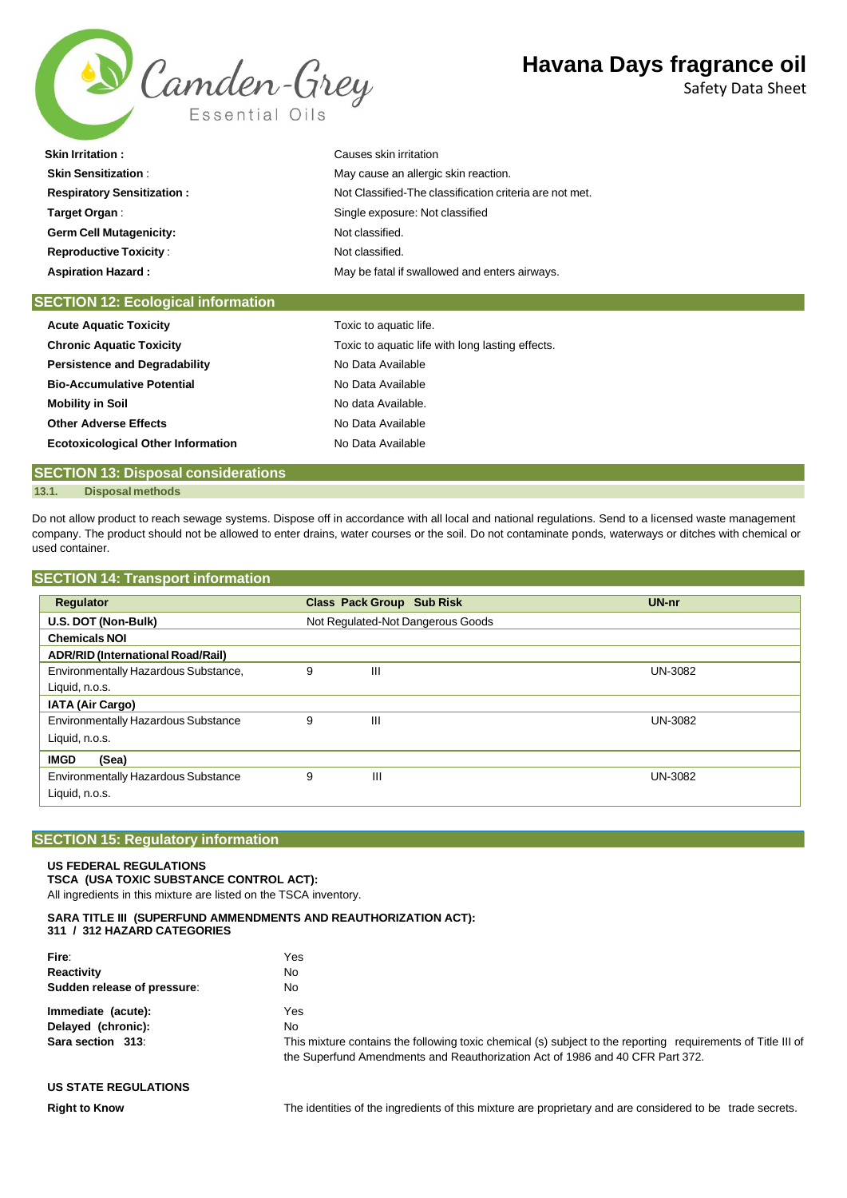| | |
|---|---|
| **Skin Irritation :** | Causes skin irritation |
| **Skin Sensitization** : | May cause an allergic skin reaction. |
| **Respiratory Sensitization :** | Not Classified-The classification criteria are not met. |
| **Target Organ** : | Single exposure: Not classified |
| **Germ Cell Mutagenicity:** | Not classified. |
| **Reproductive Toxicity** : | Not classified. |
| **Aspiration Hazard :** | May be fatal if swallowed and enters airways. |

## SECTION 12: Ecological information

| | |
|---|---|
| **Acute Aquatic Toxicity** | Toxic to aquatic life. |
| **Chronic Aquatic Toxicity** | Toxic to aquatic life with long lasting effects. |
| **Persistence and Degradability** | No Data Available |
| **Bio-Accumulative Potential** | No Data Available |
| **Mobility in Soil** | No data Available. |
| **Other Adverse Effects** | No Data Available |
| **Ecotoxicological Other Information** | No Data Available |

## SECTION 13: Disposal considerations

### 13.1. Disposal methods

Do not allow product to reach sewage systems. Dispose off in accordance with all local and national regulations. Send to a licensed waste management company. The product should not be allowed to enter drains, water courses or the soil. Do not contaminate ponds, waterways or ditches with chemical or used container.

## SECTION 14: Transport information

| Regulator | Class | Pack Group | Sub Risk | UN-nr |
|---|---|---|---|---|
| **U.S. DOT (Non-Bulk)** | Not Regulated-Not Dangerous Goods | | | |
| **Chemicals NOI** | | | | |
| **ADR/RID (International Road/Rail)** | | | | |
| Environmentally Hazardous Substance, Liquid, n.o.s. | 9 | III | | UN-3082 |
| **IATA (Air Cargo)** | | | | |
| Environmentally Hazardous Substance Liquid, n.o.s. | 9 | III | | UN-3082 |
| **IMGD (Sea)** | | | | |
| Environmentally Hazardous Substance Liquid, n.o.s. | 9 | III | | UN-3082 |

## SECTION 15: Regulatory information

**US FEDERAL REGULATIONS**

**TSCA (USA TOXIC SUBSTANCE CONTROL ACT):**

All ingredients in this mixture are listed on the TSCA inventory.

**SARA TITLE III (SUPERFUND AMMENDMENTS AND REAUTHORIZATION ACT):**
**311 / 312 HAZARD CATEGORIES**

| | |
|---|---|
| **Fire**: | Yes |
| **Reactivity** | No |
| **Sudden release of pressure**: | No |
| **Immediate (acute):** | Yes |
| **Delayed (chronic):** | No |
| **Sara section 313**: | This mixture contains the following toxic chemical (s) subject to the reporting requirements of Title III of the Superfund Amendments and Reauthorization Act of 1986 and 40 CFR Part 372. |

**US STATE REGULATIONS**

| | |
|---|---|
| **Right to Know** | The identities of the ingredients of this mixture are proprietary and are considered to be trade secrets. |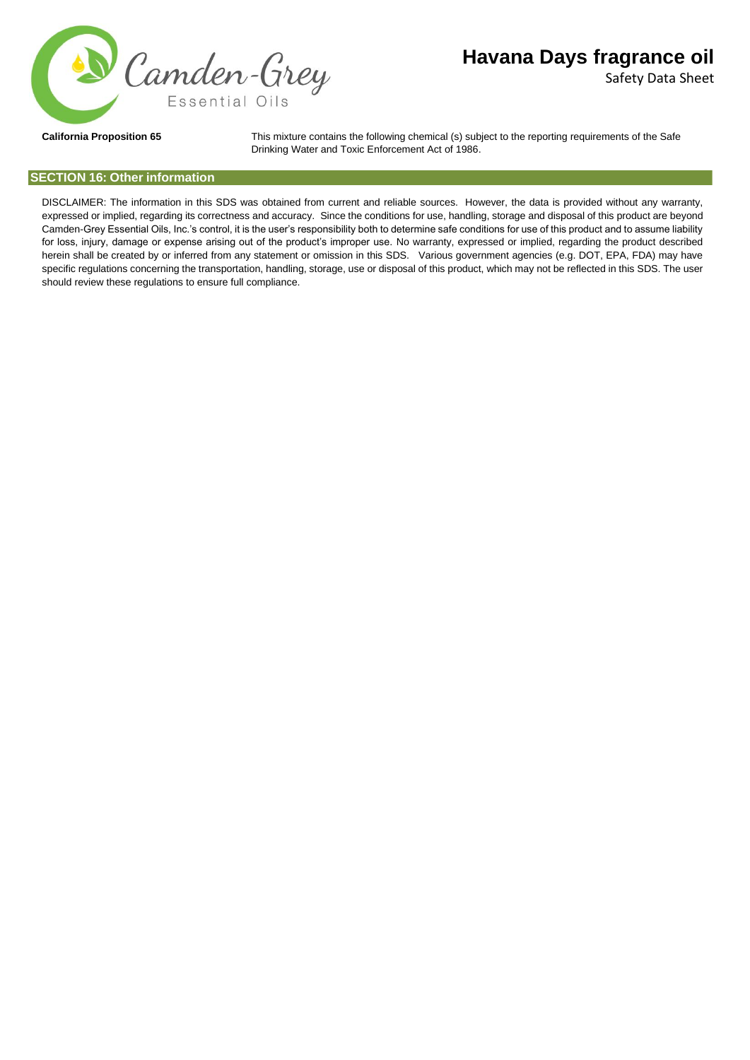**California Proposition 65** This mixture contains the following chemical (s) subject to the reporting requirements of the Safe Drinking Water and Toxic Enforcement Act of 1986.

## SECTION 16: Other information

DISCLAIMER: The information in this SDS was obtained from current and reliable sources. However, the data is provided without any warranty, expressed or implied, regarding its correctness and accuracy. Since the conditions for use, handling, storage and disposal of this product are beyond Camden-Grey Essential Oils, Inc.'s control, it is the user's responsibility both to determine safe conditions for use of this product and to assume liability for loss, injury, damage or expense arising out of the product's improper use. No warranty, expressed or implied, regarding the product described herein shall be created by or inferred from any statement or omission in this SDS. Various government agencies (e.g. DOT, EPA, FDA) may have specific regulations concerning the transportation, handling, storage, use or disposal of this product, which may not be reflected in this SDS. The user should review these regulations to ensure full compliance.